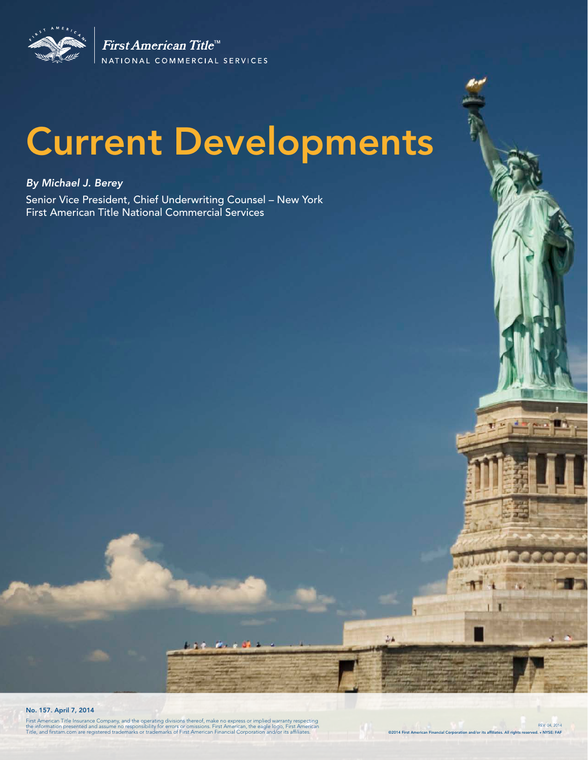First American Title™

NATIONAL COMMERCIAL SERVICES

# Current Developments

*By Michael J. Berey*

Senior Vice President, Chief Underwriting Counsel – New York
First American Title National Commercial Services

**No. 157. April 7, 2014**

First American Title Insurance Company, and the operating divisions thereof, make no express or implied warranty respecting the information presented and assume no responsibility for errors or omissions. First American, the eagle logo, First American Title, and firstam.com are registered trademarks or trademarks of First American Financial Corporation and/or its affiliates.

©2014 First American Financial Corporation and/or its affiliates. All rights reserved. • NYSE: FAF

REV 04, 2014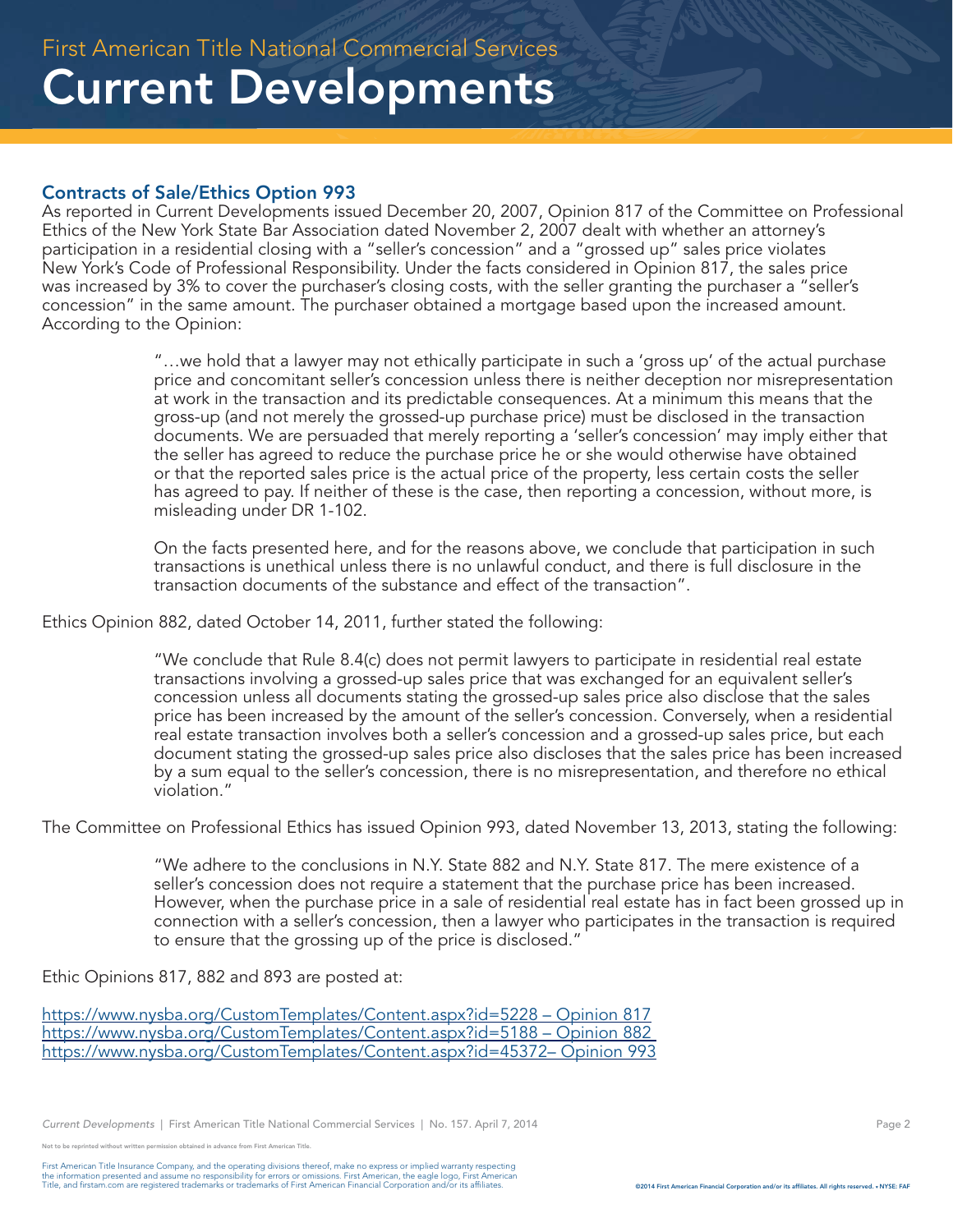## Contracts of Sale/Ethics Option 993

As reported in Current Developments issued December 20, 2007, Opinion 817 of the Committee on Professional Ethics of the New York State Bar Association dated November 2, 2007 dealt with whether an attorney's participation in a residential closing with a "seller's concession" and a "grossed up" sales price violates New York's Code of Professional Responsibility. Under the facts considered in Opinion 817, the sales price was increased by 3% to cover the purchaser's closing costs, with the seller granting the purchaser a "seller's concession" in the same amount. The purchaser obtained a mortgage based upon the increased amount. According to the Opinion:

> "…we hold that a lawyer may not ethically participate in such a 'gross up' of the actual purchase price and concomitant seller's concession unless there is neither deception nor misrepresentation at work in the transaction and its predictable consequences. At a minimum this means that the gross-up (and not merely the grossed-up purchase price) must be disclosed in the transaction documents. We are persuaded that merely reporting a 'seller's concession' may imply either that the seller has agreed to reduce the purchase price he or she would otherwise have obtained or that the reported sales price is the actual price of the property, less certain costs the seller has agreed to pay. If neither of these is the case, then reporting a concession, without more, is misleading under DR 1-102.
>
> On the facts presented here, and for the reasons above, we conclude that participation in such transactions is unethical unless there is no unlawful conduct, and there is full disclosure in the transaction documents of the substance and effect of the transaction".

Ethics Opinion 882, dated October 14, 2011, further stated the following:

> "We conclude that Rule 8.4(c) does not permit lawyers to participate in residential real estate transactions involving a grossed-up sales price that was exchanged for an equivalent seller's concession unless all documents stating the grossed-up sales price also disclose that the sales price has been increased by the amount of the seller's concession. Conversely, when a residential real estate transaction involves both a seller's concession and a grossed-up sales price, but each document stating the grossed-up sales price also discloses that the sales price has been increased by a sum equal to the seller's concession, there is no misrepresentation, and therefore no ethical violation."

The Committee on Professional Ethics has issued Opinion 993, dated November 13, 2013, stating the following:

> "We adhere to the conclusions in N.Y. State 882 and N.Y. State 817. The mere existence of a seller's concession does not require a statement that the purchase price has been increased. However, when the purchase price in a sale of residential real estate has in fact been grossed up in connection with a seller's concession, then a lawyer who participates in the transaction is required to ensure that the grossing up of the price is disclosed."

Ethic Opinions 817, 882 and 893 are posted at:

https://www.nysba.org/CustomTemplates/Content.aspx?id=5228 – Opinion 817
https://www.nysba.org/CustomTemplates/Content.aspx?id=5188 – Opinion 882
https://www.nysba.org/CustomTemplates/Content.aspx?id=45372– Opinion 993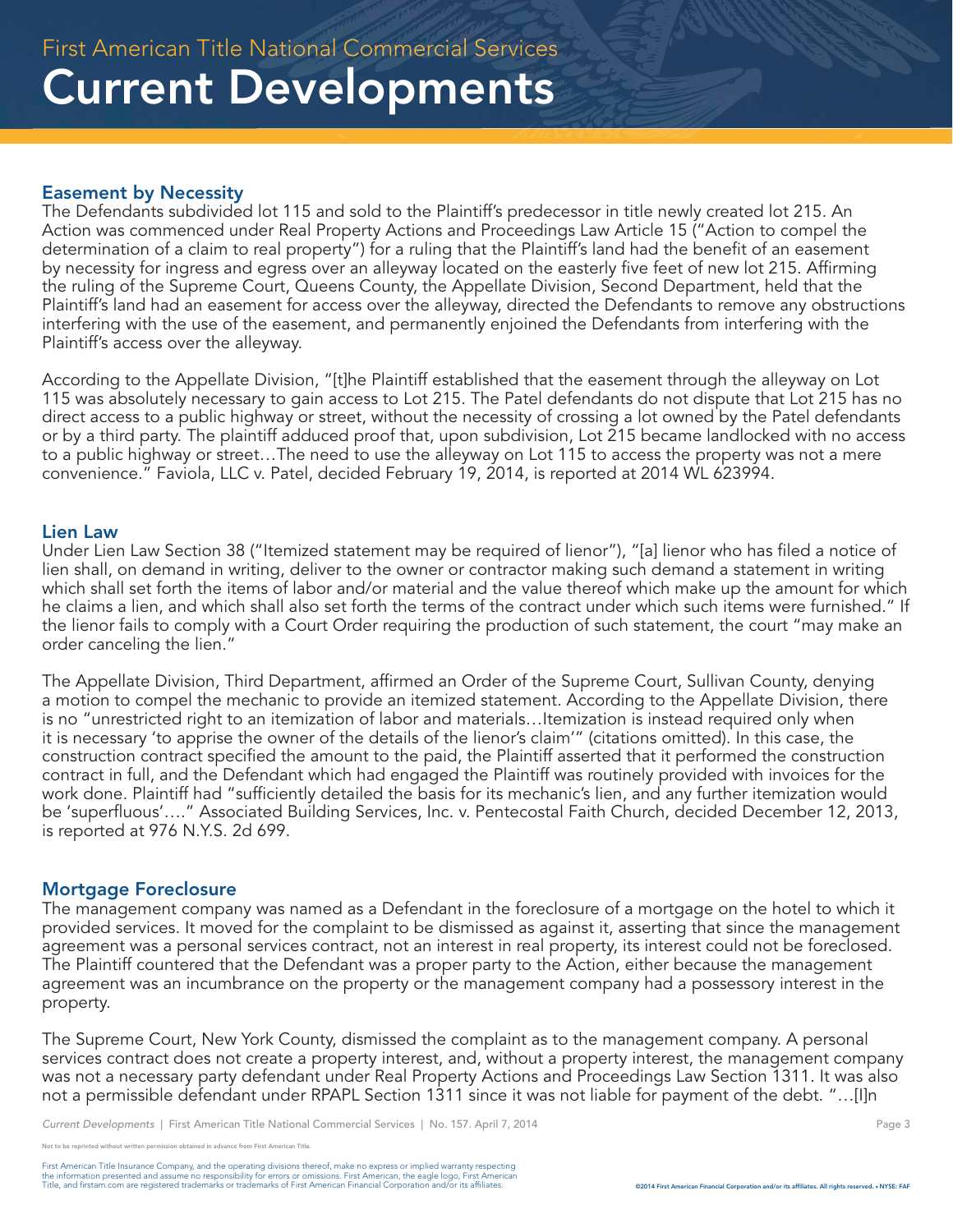### Easement by Necessity

The Defendants subdivided lot 115 and sold to the Plaintiff's predecessor in title newly created lot 215. An Action was commenced under Real Property Actions and Proceedings Law Article 15 ("Action to compel the determination of a claim to real property") for a ruling that the Plaintiff's land had the benefit of an easement by necessity for ingress and egress over an alleyway located on the easterly five feet of new lot 215. Affirming the ruling of the Supreme Court, Queens County, the Appellate Division, Second Department, held that the Plaintiff's land had an easement for access over the alleyway, directed the Defendants to remove any obstructions interfering with the use of the easement, and permanently enjoined the Defendants from interfering with the Plaintiff's access over the alleyway.

According to the Appellate Division, "[t]he Plaintiff established that the easement through the alleyway on Lot 115 was absolutely necessary to gain access to Lot 215. The Patel defendants do not dispute that Lot 215 has no direct access to a public highway or street, without the necessity of crossing a lot owned by the Patel defendants or by a third party. The plaintiff adduced proof that, upon subdivision, Lot 215 became landlocked with no access to a public highway or street…The need to use the alleyway on Lot 115 to access the property was not a mere convenience." Faviola, LLC v. Patel, decided February 19, 2014, is reported at 2014 WL 623994.

### Lien Law

Under Lien Law Section 38 ("Itemized statement may be required of lienor"), "[a] lienor who has filed a notice of lien shall, on demand in writing, deliver to the owner or contractor making such demand a statement in writing which shall set forth the items of labor and/or material and the value thereof which make up the amount for which he claims a lien, and which shall also set forth the terms of the contract under which such items were furnished." If the lienor fails to comply with a Court Order requiring the production of such statement, the court "may make an order canceling the lien."

The Appellate Division, Third Department, affirmed an Order of the Supreme Court, Sullivan County, denying a motion to compel the mechanic to provide an itemized statement. According to the Appellate Division, there is no "unrestricted right to an itemization of labor and materials…Itemization is instead required only when it is necessary 'to apprise the owner of the details of the lienor's claim'" (citations omitted). In this case, the construction contract specified the amount to the paid, the Plaintiff asserted that it performed the construction contract in full, and the Defendant which had engaged the Plaintiff was routinely provided with invoices for the work done. Plaintiff had "sufficiently detailed the basis for its mechanic's lien, and any further itemization would be 'superfluous'…." Associated Building Services, Inc. v. Pentecostal Faith Church, decided December 12, 2013, is reported at 976 N.Y.S. 2d 699.

### Mortgage Foreclosure

The management company was named as a Defendant in the foreclosure of a mortgage on the hotel to which it provided services. It moved for the complaint to be dismissed as against it, asserting that since the management agreement was a personal services contract, not an interest in real property, its interest could not be foreclosed. The Plaintiff countered that the Defendant was a proper party to the Action, either because the management agreement was an incumbrance on the property or the management company had a possessory interest in the property.

The Supreme Court, New York County, dismissed the complaint as to the management company. A personal services contract does not create a property interest, and, without a property interest, the management company was not a necessary party defendant under Real Property Actions and Proceedings Law Section 1311. It was also not a permissible defendant under RPAPL Section 1311 since it was not liable for payment of the debt. "…[I]n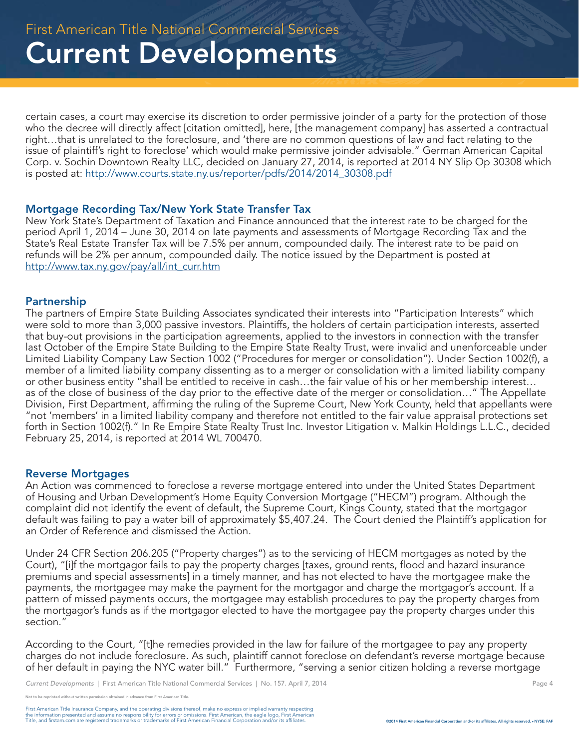certain cases, a court may exercise its discretion to order permissive joinder of a party for the protection of those who the decree will directly affect [citation omitted], here, [the management company] has asserted a contractual right…that is unrelated to the foreclosure, and 'there are no common questions of law and fact relating to the issue of plaintiff's right to foreclose' which would make permissive joinder advisable." German American Capital Corp. v. Sochin Downtown Realty LLC, decided on January 27, 2014, is reported at 2014 NY Slip Op 30308 which is posted at: http://www.courts.state.ny.us/reporter/pdfs/2014/2014_30308.pdf

### Mortgage Recording Tax/New York State Transfer Tax

New York State's Department of Taxation and Finance announced that the interest rate to be charged for the period April 1, 2014 – June 30, 2014 on late payments and assessments of Mortgage Recording Tax and the State's Real Estate Transfer Tax will be 7.5% per annum, compounded daily. The interest rate to be paid on refunds will be 2% per annum, compounded daily. The notice issued by the Department is posted at http://www.tax.ny.gov/pay/all/int_curr.htm

### Partnership

The partners of Empire State Building Associates syndicated their interests into "Participation Interests" which were sold to more than 3,000 passive investors. Plaintiffs, the holders of certain participation interests, asserted that buy-out provisions in the participation agreements, applied to the investors in connection with the transfer last October of the Empire State Building to the Empire State Realty Trust, were invalid and unenforceable under Limited Liability Company Law Section 1002 ("Procedures for merger or consolidation"). Under Section 1002(f), a member of a limited liability company dissenting as to a merger or consolidation with a limited liability company or other business entity "shall be entitled to receive in cash…the fair value of his or her membership interest… as of the close of business of the day prior to the effective date of the merger or consolidation…" The Appellate Division, First Department, affirming the ruling of the Supreme Court, New York County, held that appellants were "not 'members' in a limited liability company and therefore not entitled to the fair value appraisal protections set forth in Section 1002(f)." In Re Empire State Realty Trust Inc. Investor Litigation v. Malkin Holdings L.L.C., decided February 25, 2014, is reported at 2014 WL 700470.

### Reverse Mortgages

An Action was commenced to foreclose a reverse mortgage entered into under the United States Department of Housing and Urban Development's Home Equity Conversion Mortgage ("HECM") program. Although the complaint did not identify the event of default, the Supreme Court, Kings County, stated that the mortgagor default was failing to pay a water bill of approximately $5,407.24. The Court denied the Plaintiff's application for an Order of Reference and dismissed the Action.

Under 24 CFR Section 206.205 ("Property charges") as to the servicing of HECM mortgages as noted by the Court), "[i]f the mortgagor fails to pay the property charges [taxes, ground rents, flood and hazard insurance premiums and special assessments] in a timely manner, and has not elected to have the mortgagee make the payments, the mortgagee may make the payment for the mortgagor and charge the mortgagor's account. If a pattern of missed payments occurs, the mortgagee may establish procedures to pay the property charges from the mortgagor's funds as if the mortgagor elected to have the mortgagee pay the property charges under this section."

According to the Court, "[t]he remedies provided in the law for failure of the mortgagee to pay any property charges do not include foreclosure. As such, plaintiff cannot foreclose on defendant's reverse mortgage because of her default in paying the NYC water bill." Furthermore, "serving a senior citizen holding a reverse mortgage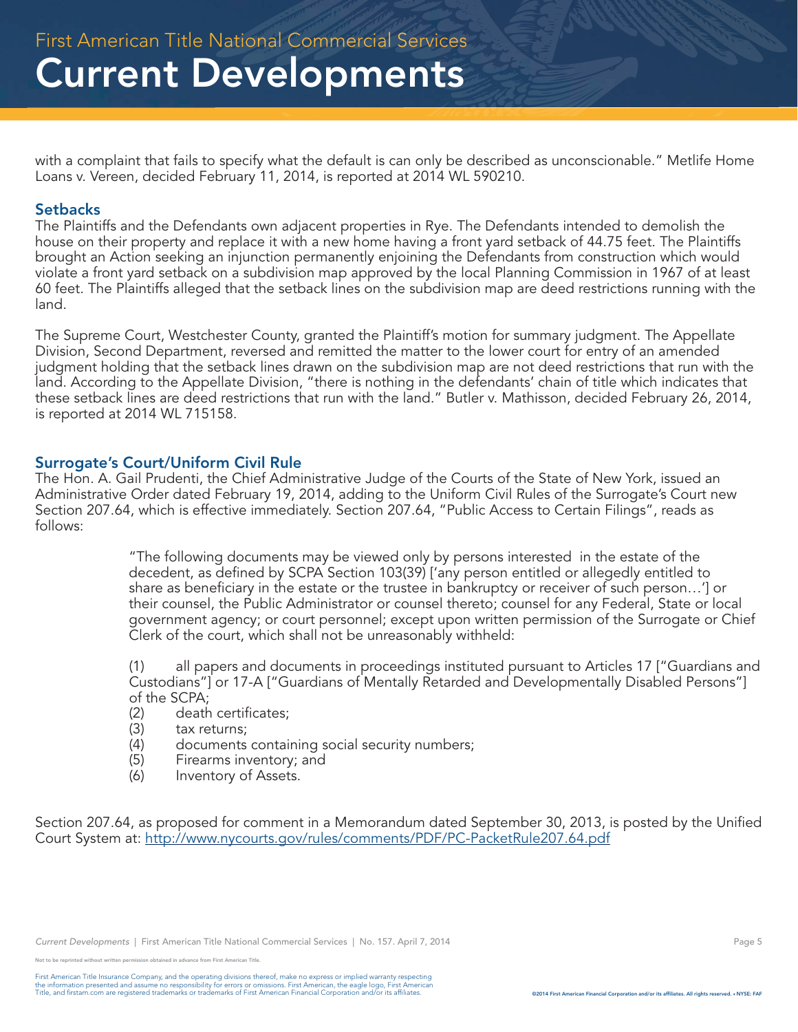with a complaint that fails to specify what the default is can only be described as unconscionable." Metlife Home Loans v. Vereen, decided February 11, 2014, is reported at 2014 WL 590210.

### Setbacks

The Plaintiffs and the Defendants own adjacent properties in Rye. The Defendants intended to demolish the house on their property and replace it with a new home having a front yard setback of 44.75 feet. The Plaintiffs brought an Action seeking an injunction permanently enjoining the Defendants from construction which would violate a front yard setback on a subdivision map approved by the local Planning Commission in 1967 of at least 60 feet. The Plaintiffs alleged that the setback lines on the subdivision map are deed restrictions running with the land.

The Supreme Court, Westchester County, granted the Plaintiff's motion for summary judgment. The Appellate Division, Second Department, reversed and remitted the matter to the lower court for entry of an amended judgment holding that the setback lines drawn on the subdivision map are not deed restrictions that run with the land. According to the Appellate Division, "there is nothing in the defendants' chain of title which indicates that these setback lines are deed restrictions that run with the land." Butler v. Mathisson, decided February 26, 2014, is reported at 2014 WL 715158.

### Surrogate's Court/Uniform Civil Rule

The Hon. A. Gail Prudenti, the Chief Administrative Judge of the Courts of the State of New York, issued an Administrative Order dated February 19, 2014, adding to the Uniform Civil Rules of the Surrogate's Court new Section 207.64, which is effective immediately. Section 207.64, "Public Access to Certain Filings", reads as follows:

> "The following documents may be viewed only by persons interested in the estate of the decedent, as defined by SCPA Section 103(39) ['any person entitled or allegedly entitled to share as beneficiary in the estate or the trustee in bankruptcy or receiver of such person…'] or their counsel, the Public Administrator or counsel thereto; counsel for any Federal, State or local government agency; or court personnel; except upon written permission of the Surrogate or Chief Clerk of the court, which shall not be unreasonably withheld:
>
> (1) all papers and documents in proceedings instituted pursuant to Articles 17 ["Guardians and Custodians"] or 17-A ["Guardians of Mentally Retarded and Developmentally Disabled Persons"] of the SCPA;
> (2) death certificates;
> (3) tax returns;
> (4) documents containing social security numbers;
> (5) Firearms inventory; and
> (6) Inventory of Assets.

Section 207.64, as proposed for comment in a Memorandum dated September 30, 2013, is posted by the Unified Court System at: http://www.nycourts.gov/rules/comments/PDF/PC-PacketRule207.64.pdf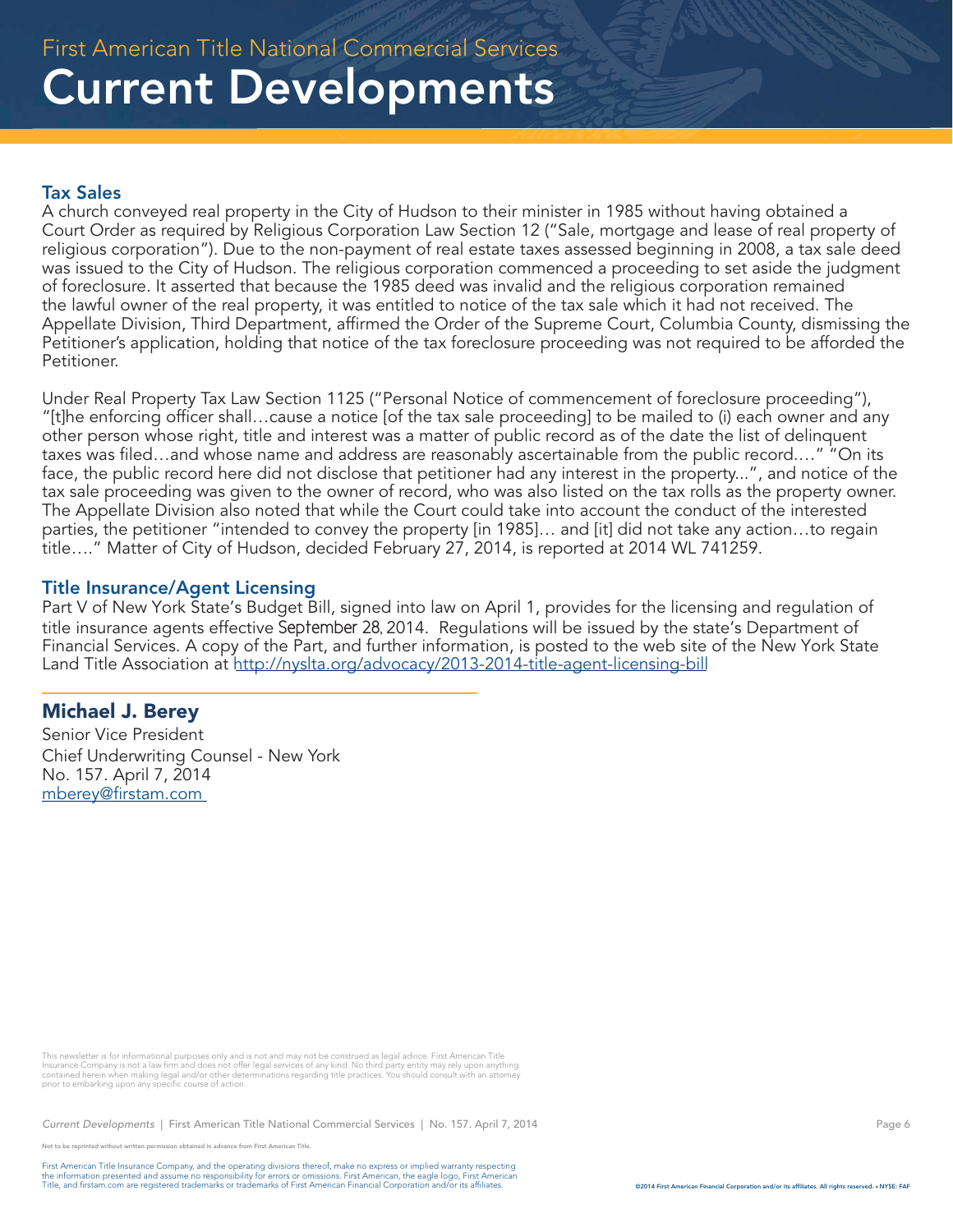## Tax Sales

A church conveyed real property in the City of Hudson to their minister in 1985 without having obtained a Court Order as required by Religious Corporation Law Section 12 ("Sale, mortgage and lease of real property of religious corporation"). Due to the non-payment of real estate taxes assessed beginning in 2008, a tax sale deed was issued to the City of Hudson. The religious corporation commenced a proceeding to set aside the judgment of foreclosure. It asserted that because the 1985 deed was invalid and the religious corporation remained the lawful owner of the real property, it was entitled to notice of the tax sale which it had not received. The Appellate Division, Third Department, affirmed the Order of the Supreme Court, Columbia County, dismissing the Petitioner's application, holding that notice of the tax foreclosure proceeding was not required to be afforded the Petitioner.

Under Real Property Tax Law Section 1125 ("Personal Notice of commencement of foreclosure proceeding"), "[t]he enforcing officer shall…cause a notice [of the tax sale proceeding] to be mailed to (i) each owner and any other person whose right, title and interest was a matter of public record as of the date the list of delinquent taxes was filed…and whose name and address are reasonably ascertainable from the public record.…" "On its face, the public record here did not disclose that petitioner had any interest in the property...", and notice of the tax sale proceeding was given to the owner of record, who was also listed on the tax rolls as the property owner. The Appellate Division also noted that while the Court could take into account the conduct of the interested parties, the petitioner "intended to convey the property [in 1985]… and [it] did not take any action…to regain title…." Matter of City of Hudson, decided February 27, 2014, is reported at 2014 WL 741259.

## Title Insurance/Agent Licensing

Part V of New York State's Budget Bill, signed into law on April 1, provides for the licensing and regulation of title insurance agents effective September 28, 2014. Regulations will be issued by the state's Department of Financial Services. A copy of the Part, and further information, is posted to the web site of the New York State Land Title Association at http://nyslta.org/advocacy/2013-2014-title-agent-licensing-bill

---

**Michael J. Berey**
Senior Vice President
Chief Underwriting Counsel - New York
No. 157. April 7, 2014
mberey@firstam.com

This newsletter is for informational purposes only and is not and may not be construed as legal advice. First American Title Insurance Company is not a law firm and does not offer legal services of any kind. No third party entity may rely upon anything contained herein when making legal and/or other determinations regarding title practices. You should consult with an attorney prior to embarking upon any specific course of action.

Not to be reprinted without written permission obtained in advance from First American Title.

First American Title Insurance Company, and the operating divisions thereof, make no express or implied warranty respecting the information presented and assume no responsibility for errors or omissions. First American, the eagle logo, First American Title, and firstam.com are registered trademarks or trademarks of First American Financial Corporation and/or its affiliates.

©2014 First American Financial Corporation and/or its affiliates. All rights reserved. • NYSE: FAF